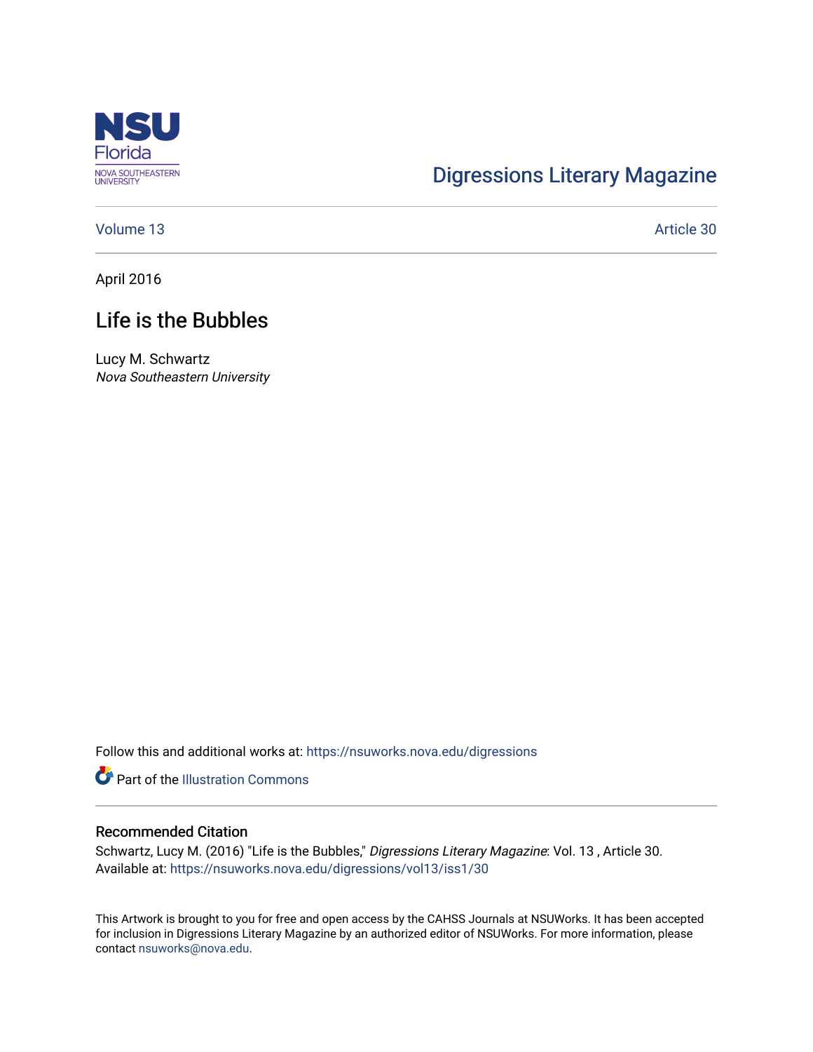Digressions Literary Magazine

Volume 13 | Article 30

April 2016

# Life is the Bubbles

Lucy M. Schwartz
*Nova Southeastern University*

Follow this and additional works at: https://nsuworks.nova.edu/digressions

Part of the Illustration Commons

## Recommended Citation

Schwartz, Lucy M. (2016) "Life is the Bubbles," *Digressions Literary Magazine*: Vol. 13 , Article 30.
Available at: https://nsuworks.nova.edu/digressions/vol13/iss1/30

This Artwork is brought to you for free and open access by the CAHSS Journals at NSUWorks. It has been accepted for inclusion in Digressions Literary Magazine by an authorized editor of NSUWorks. For more information, please contact nsuworks@nova.edu.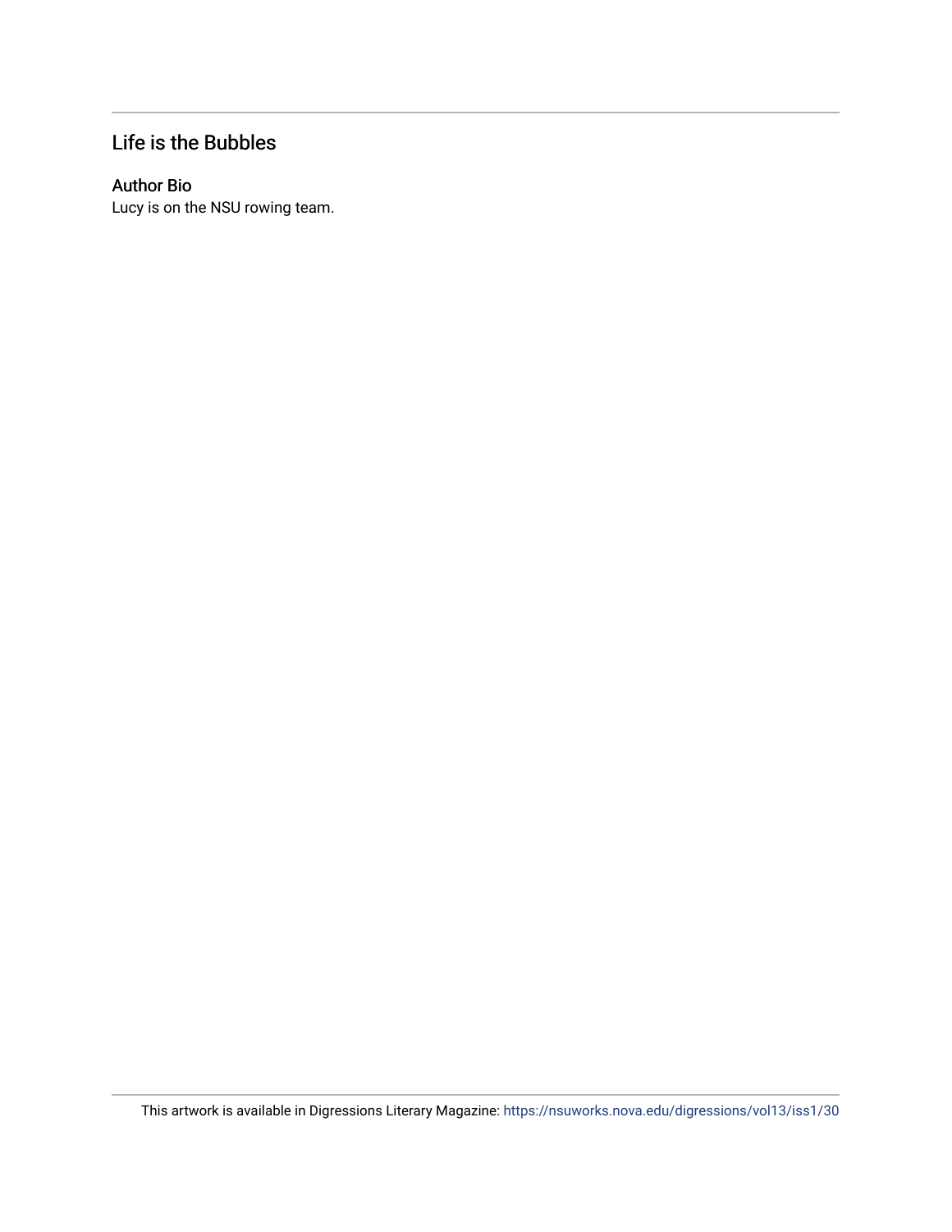## Life is the Bubbles

### Author Bio

Lucy is on the NSU rowing team.

This artwork is available in Digressions Literary Magazine: https://nsuworks.nova.edu/digressions/vol13/iss1/30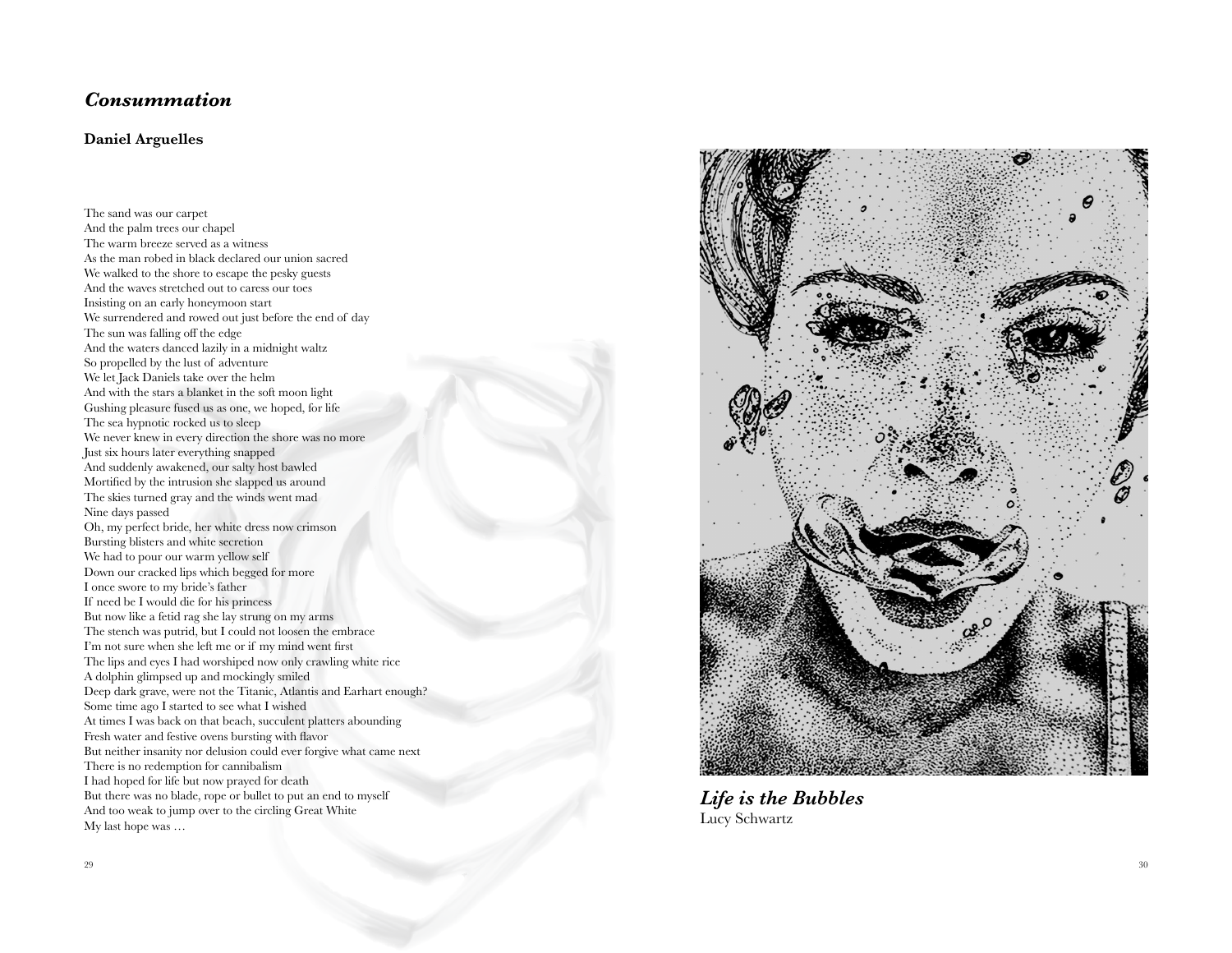## *Consummation*

**Daniel Arguelles**

The sand was our carpet
And the palm trees our chapel
The warm breeze served as a witness
As the man robed in black declared our union sacred
We walked to the shore to escape the pesky guests
And the waves stretched out to caress our toes
Insisting on an early honeymoon start
We surrendered and rowed out just before the end of day
The sun was falling off the edge
And the waters danced lazily in a midnight waltz
So propelled by the lust of adventure
We let Jack Daniels take over the helm
And with the stars a blanket in the soft moon light
Gushing pleasure fused us as one, we hoped, for life
The sea hypnotic rocked us to sleep
We never knew in every direction the shore was no more
Just six hours later everything snapped
And suddenly awakened, our salty host bawled
Mortified by the intrusion she slapped us around
The skies turned gray and the winds went mad
Nine days passed
Oh, my perfect bride, her white dress now crimson
Bursting blisters and white secretion
We had to pour our warm yellow self
Down our cracked lips which begged for more
I once swore to my bride's father
If need be I would die for his princess
But now like a fetid rag she lay strung on my arms
The stench was putrid, but I could not loosen the embrace
I'm not sure when she left me or if my mind went first
The lips and eyes I had worshiped now only crawling white rice
A dolphin glimpsed up and mockingly smiled
Deep dark grave, were not the Titanic, Atlantis and Earhart enough?
Some time ago I started to see what I wished
At times I was back on that beach, succulent platters abounding
Fresh water and festive ovens bursting with flavor
But neither insanity nor delusion could ever forgive what came next
There is no redemption for cannibalism
I had hoped for life but now prayed for death
But there was no blade, rope or bullet to put an end to myself
And too weak to jump over to the circling Great White
My last hope was …

***Life is the Bubbles***
Lucy Schwartz